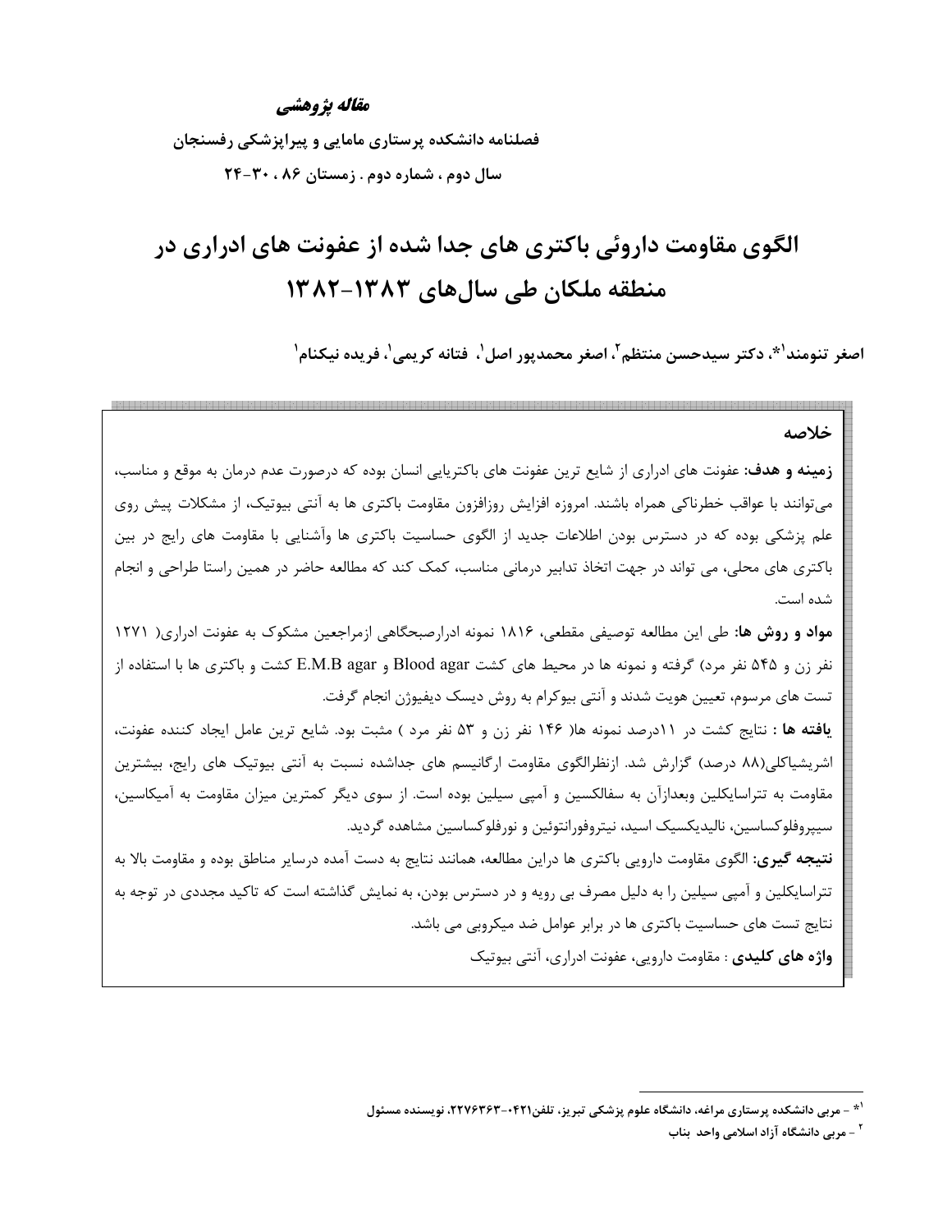**مقاله پژوهشی**

**فصلنامه دانشکده پرستاری مامایی و پیراپزشکی رفسنجان**

**سال دوم ، شماره دوم . زمستان ۸۶ ، ۳۰-۲۴**

# الگوی مقاومت داروئی باکتری های جدا شده از عفونت های ادراری در منطقه ملکان طی سال‌های ۱۳۸۳-۱۳۸۲

**اصغر تنومند[1]*، دکتر سیدحسن منتظم[2]، اصغر محمدپور اصل[1]، فتانه کریمی[1]، فریده نیکنام[1]**

## خلاصه

**زمینه و هدف:** عفونت های ادراری از شایع ترین عفونت های باکتریایی انسان بوده که درصورت عدم درمان به موقع و مناسب، می‌توانند با عواقب خطرناکی همراه باشند. امروزه افزایش روزافزون مقاومت باکترها به آنتی بیوتیک، از مشکلات پیش روی علم پزشکی بوده که در دسترس بودن اطلاعات جدید از الگوی حساسیت باکتری ها وآشنایی با مقاومت های رایج در بین باکتری های محلی، می تواند در جهت اتخاذ تدابیر درمانی مناسب، کمک کند که مطالعه حاضر در همین راستا طراحی و انجام شده است.

**مواد و روش ها:** طی این مطالعه توصیفی مقطعی، ۱۸۱۶ نمونه ادرارصبحگاهی ازمراجعین مشکوک به عفونت ادراری( ۱۲۷۱ نفر زن و ۵۴۵ نفر مرد) گرفته و نمونه ها در محیط های کشت Blood agar و E.M.B agar کشت و باکتری ها با استفاده از تست های مرسوم، تعیین هویت شدند و آنتی بیوگرام به روش دیسک دیفیوژن انجام گرفت.

**یافته ها :** نتایج کشت در ۱۱درصد نمونه ها( ۱۴۶ نفر زن و ۵۳ نفر مرد ) مثبت بود. شایع ترین عامل ایجاد کننده عفونت، اشریشیاکلی(۸۸ درصد) گزارش شد. ازنظرالگوی مقاومت ارگانیسم های جداشده نسبت به آنتی بیوتیک های رایج، بیشترین مقاومت به تتراسایکلین وبعدازآن به سفالکسین و آمپی سیلین بوده است. از سوی دیگر کمترین میزان مقاومت به آمیکاسین، سیپروفلوکساسین، نالیدیکسیک اسید، نیتروفورانتوئین و نورفلوکساسین مشاهده گردید.

**نتیجه گیری:** الگوی مقاومت دارویی باکتری ها دراین مطالعه، همانند نتایج به دست آمده درسایر مناطق بوده و مقاومت بالا به تتراسایکلین و آمپی سیلین را به دلیل مصرف بی رویه و در دسترس بودن، به نمایش گذاشته است که تاکید مجددی در توجه به نتایج تست های حساسیت باکتری ها در برابر عوامل ضد میکروبی می باشد.

**واژه های کلیدی** : مقاومت دارویی، عفونت ادراری، آنتی بیوتیک

---

[1]* - مربی دانشکده پرستاری مراغه، دانشگاه علوم پزشکی تبریز، تلفن۰۴۲۱-۲۲۷۶۳۶۳، نویسنده مسئول

[2] - مربی دانشگاه آزاد اسلامی واحد بناب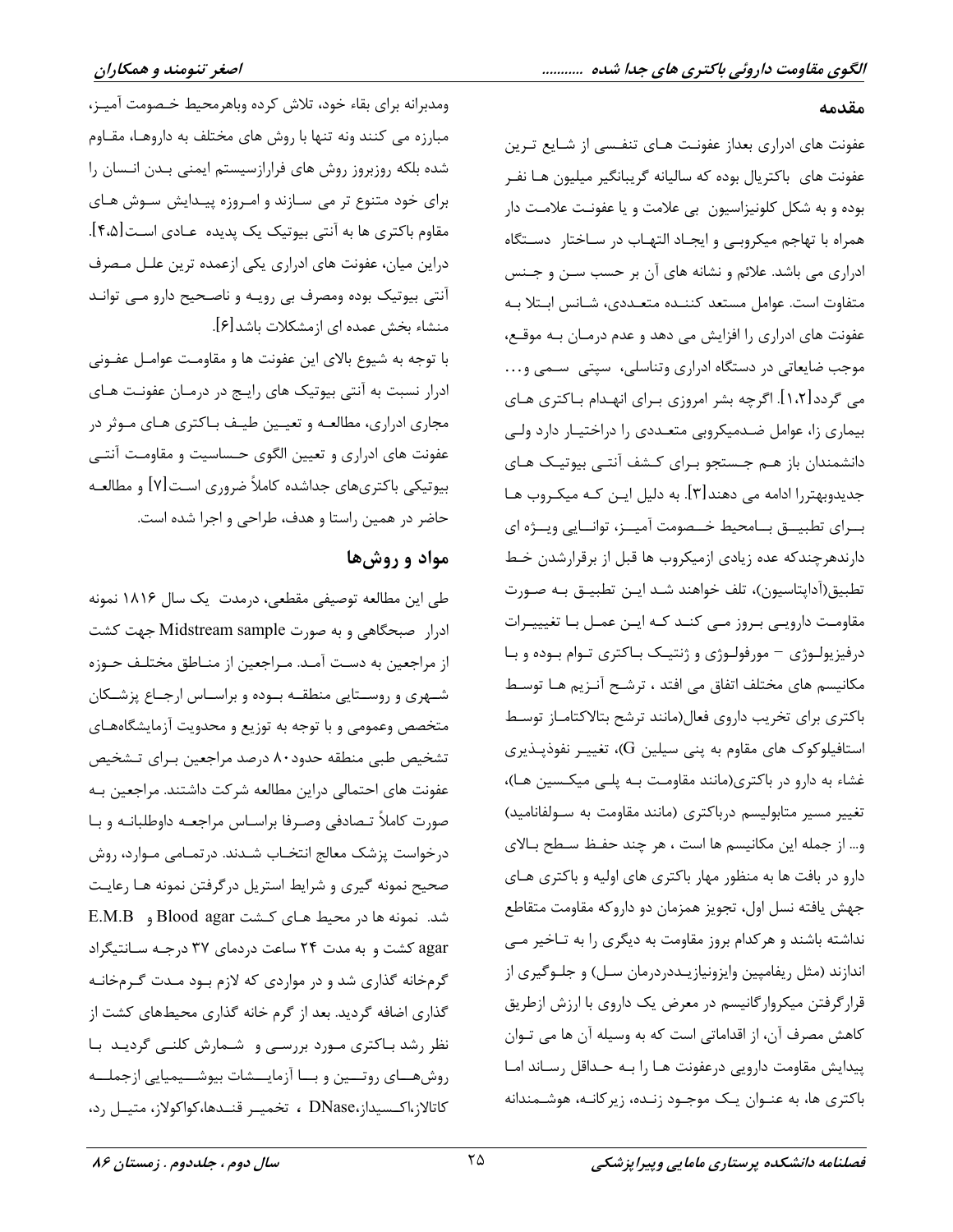## مقدمه

عفونت های ادراری بعداز عفونت هـای تنفسـی از شـایع تـرین عفونت های باکتریال بوده که سالیانه گریبانگیر میلیون هـا نفـر بوده و به شکل کلونیزاسیون بی علامت و یا عفونـت علامـت دار همراه با تهاجم میکروبـی و ایجـاد التهـاب در سـاختار دسـتگاه ادراری می باشد. علائم و نشانه های آن بر حسب سـن و جـنس متفاوت است. عوامل مستعد کننـده متعـددی، شـانس ابـتلا بـه عفونت های ادراری را افزایش می دهد و عدم درمـان بـه موقـع، موجب ضایعاتی در دستگاه ادراری وتناسلی، سپتی سـمی و... می گردد[۱،۲]. اگرچه بشر امروزی بـرای انهـدام بـاکتری هـای بیماری زا، عوامل ضـدمیکروبی متعـددی را دراختیـار دارد ولـی دانشمندان باز هـم جـستجو بـرای کـشف آنتـی بیوتیـک هـای جدیدوبهتررا ادامه می دهند[۳]. به دلیل ایـن کـه میکـروب هـا بـرای تطبیـق بـامحیط خـصومت آمیـز، توانـایی ویـژه ای دارندهرچندکه عده زیادی ازمیکروب ها قبل از برقرارشدن خـط تطبیق(آداپتاسیون)، تلف خواهند شـد ایـن تطبیـق بـه صـورت مقاومـت دارویـی بـروز مـی کنـد کـه ایـن عمـل بـا تغییـرات درفیزیولـوژی – مورفولـوژی و ژنتیـک بـاکتری تـوام بـوده و بـا مکانیسم های مختلف اتفاق می افتد ، ترشـح آنـزیم هـا توسـط باکتری برای تخریب داروی فعال(مانند ترشح بتالاکتامـاز توسـط استافیلوکوک های مقاوم به پنی سیلین G)، تغییـر نفوذپـذیری غشاء به دارو در باکتری(مانند مقاومـت بـه پلـی میکـسین هـا)، تغییر مسیر متابولیسم درباکتری (مانند مقاومت به سـولفانامید) و... از جمله این مکانیسم ها است ، هر چند حفـظ سـطح بـالای دارو در بافت ها به منظور مهار باکتری های اولیه و باکتری هـای جهش یافته نسل اول، تجویز همزمان دو داروکه مقاومت متقاطع نداشته باشند و هرکدام بروز مقاومت به دیگری را به تـاخیر مـی اندازند (مثل ریفامپین وایزونیازیـددردرمان سـل) و جلـوگیری از قرارگرفتن میکروارگانیسم در معرض یک داروی با ارزش ازطریق کاهش مصرف آن، از اقداماتی است که به وسیله آن ها می تـوان پیدایش مقاومت دارویی درعفونت هـا را بـه حـداقل رسـاند امـا باکتری ها، به عنـوان یـک موجـود زنـده، زیرکانـه، هوشـمندانه ومدبرانه برای بقاء خود، تلاش کرده وباهرمحیط خـصومت آمیـز، مبارزه می کنند ونه تنها با روش های مختلف به داروهـا، مقـاوم شده بلکه روزبروز روش های فرارازسیستم ایمنی بـدن انـسان را برای خود متنوع تر می سـازند و امـروزه پیـدایش سـوش هـای مقاوم باکتری ها به آنتی بیوتیک یک پدیده عـادی اسـت[۴،۵]. دراین میان، عفونت های ادراری یکی ازعمده ترین علـل مـصرف آنتی بیوتیک بوده ومصرف بی رویـه و ناصـحیح دارو مـی توانـد منشاء بخش عمده ای ازمشکلات باشد[۶].

با توجه به شیوع بالای این عفونت ها و مقاومـت عوامـل عفـونی ادرار نسبت به آنتی بیوتیک های رایـج در درمـان عفونـت هـای مجاری ادراری، مطالعـه و تعیـین طیـف بـاکتری هـای مـوثر در عفونت های ادراری و تعیین الگوی حـساسیت و مقاومـت آنتـی بیوتیکی باکتری‌های جداشده کاملاً ضروری اسـت[۷] و مطالعـه حاضر در همین راستا و هدف، طراحی و اجرا شده است.

## مواد و روش‌ها

طی این مطالعه توصیفی مقطعی، درمدت یک سال ۱۸۱۶ نمونه ادرار صبحگاهی و به صورت Midstream sample جهت کشت از مراجعین به دسـت آمـد. مـراجعین از منـاطق مختلـف حـوزه شـهری و روسـتایی منطقـه بـوده و براسـاس ارجـاع پزشـکان متخصص وعمومی و با توجه به توزیع و محدویت آزمایشگاه‌هـای تشخیص طبی منطقه حدود ۸۰ درصد مراجعین بـرای تـشخیص عفونت های احتمالی دراین مطالعه شرکت داشتند. مراجعین بـه صورت کاملاً تـصادفی وصـرفا براسـاس مراجعـه داوطلبانـه و بـا درخواست پزشک معالج انتخـاب شـدند. درتمـامی مـوارد، روش صحیح نمونه گیری و شرایط استریل درگرفتن نمونه هـا رعایـت شد. نمونه ها در محیط هـای کـشت Blood agar و E.M.B agar کشت و به مدت ۲۴ ساعت دردمای ۳۷ درجـه سـانتیگراد گرمخانه گذاری شد و در مواردی که لازم بـود مـدت گـرمخانـه گذاری اضافه گردید. بعد از گرم خانه گذاری محیط‌های کشت از نظر رشد بـاکتری مـورد بررسـی و شـمارش کلنـی گردیـد بـا روش‌هـای روتـین و بـا آزمایـشات بیوشـیمیایی ازجملـه کاتالاز،اکـسیداز،DNase ، تخمیـر قنـدها،کواکولاز، متیـل رد،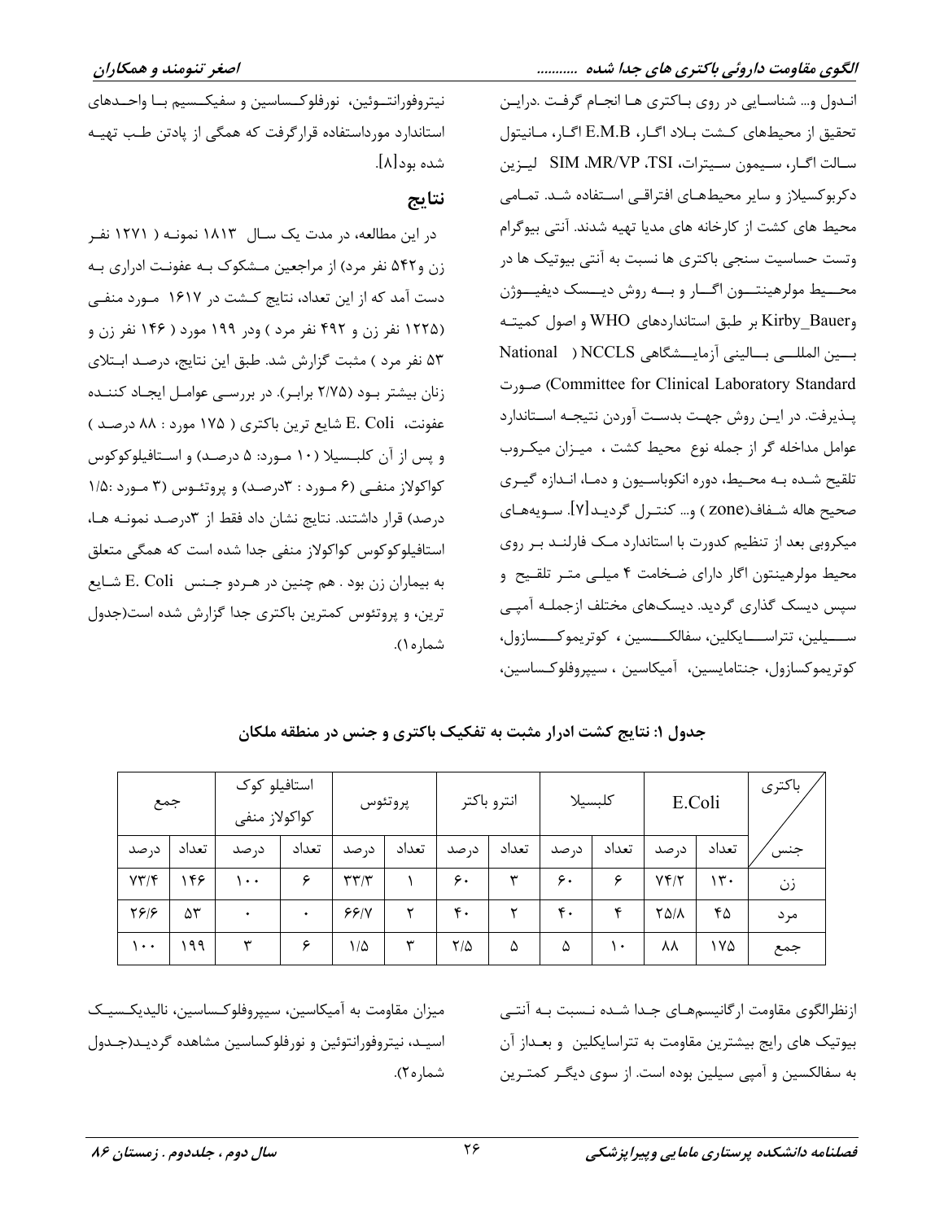انـدول و... شناسـایی در روی بـاکتری هـا انجـام گرفـت .درایـن تحقیق از محیطهای کـشت بـلاد اگـار، E.M.B اگـار، مـانیتول سـالت اگـار، سـیمون سـیترات، TSI، MR/VP، SIM لیـزین دکربوکسیلاز و سایر محیط‌هـای افتراقـی اسـتفاده شـد. تمـامی محیط های کشت از کارخانه های مدیا تهیه شدند. آنتی بیوگرام وتست حساسیت سنجی باکتری ها نسبت به آنتی بیوتیک ها در محـــیط مولرهینتـــون اگـــار و بـــه روش دیـــسک دیفیـــوژن وKirby_Bauer بر طبق استانداردهای WHO و اصول کمیتـه بـــین المللـــی بـــالینی آزمایـــشگاهی NCCLS ( National Committee for Clinical Laboratory Standard) صـورت پـذیرفت. در ایـن روش جهـت بدسـت آوردن نتیجـه اسـتاندارد عوامل مداخله گر از جمله نوع محیط کشت ، میـزان میکـروب تلقیح شـده بـه محـیط، دوره انکوباسـیون و دمـا، انـدازه گیـری صحیح هاله شـفاف(zone ) و... کنتـرل گردیـد[۷]. سـویه‌هـای میکروبی بعد از تنظیم کدورت با استاندارد مـک فارلنـد بـر روی محیط مولرهینتون اگار دارای ضـخامت ۴ میلـی متـر تلقـیح و سپس دیسک گذاری گردید. دیسک‌های مختلف ازجملـه آمپـی سـیلین، تتراسـایکلین، سفالکسـین ، کوتریموکسـازول، کوتریموکسازول، جنتامایسین، آمیکاسین ، سیپروفلوکـساسین، نیتروفورانتـوئین، نورفلوکـساسین و سفیکـسیم بـا واحـدهای استاندارد مورداستفاده قرارگرفت که همگی از پادتن طـب تهیـه شده بود[۸].

## نتایج

در این مطالعه، در مدت یک سـال ۱۸۱۳ نمونـه ( ۱۲۷۱ نفـر زن و۵۴۲ نفر مرد) از مراجعین مـشکوک بـه عفونـت ادراری بـه دست آمد که از این تعداد، نتایج کـشت در ۱۶۱۷ مـورد منفـی (۱۲۲۵ نفر زن و ۴۹۲ نفر مرد ) ودر ۱۹۹ مورد ( ۱۴۶ نفر زن و ۵۳ نفر مرد ) مثبت گزارش شد. طبق این نتایج، درصـد ابـتلای زنان بیشتر بـود (۲/۷۵ برابـر). در بررسـی عوامـل ایجـاد کننـده عفونت، E. Coli شایع ترین باکتری ( ۱۷۵ مورد : ۸۸ درصـد ) و پس از آن کلبـسیلا (۱۰ مـورد: ۵ درصـد) و اسـتافیلوکوکوس کواکولاز منفـی (۶ مـورد : ۳درصـد) و پروتئـوس (۳ مـورد :۱/۵ درصد) قرار داشتند. نتایج نشان داد فقط از ۳درصـد نمونـه هـا، استافیلوکوکوس کواکولاز منفی جدا شده است که همگی متعلق به بیماران زن بود . هم چنین در هـردو جـنس E. Coli شـایع ترین، و پروتئوس کمترین باکتری جدا گزارش شده است(جدول شماره۱).

**جدول ۱: نتایج کشت ادرار مثبت به تفکیک باکتری و جنس در منطقه ملکان**

| باکتری / جنس | E.Coli | | کلبسیلا | | انترو باکتر | | پروتئوس | | استافیلو کوک کواکولاز منفی | | جمع | |
|---|---|---|---|---|---|---|---|---|---|---|---|---|
| | تعداد | درصد | تعداد | درصد | تعداد | درصد | تعداد | درصد | تعداد | درصد | تعداد | درصد |
| زن | ۱۳۰ | ۷۴/۲ | ۶ | ۶۰ | ۳ | ۶۰ | ۱ | ۳۳/۳ | ۶ | ۱۰۰ | ۱۴۶ | ۷۳/۴ |
| مرد | ۴۵ | ۲۵/۸ | ۴ | ۴۰ | ۲ | ۴۰ | ۲ | ۶۶/۷ | ۰ | ۰ | ۵۳ | ۲۶/۶ |
| جمع | ۱۷۵ | ۸۸ | ۱۰ | ۵ | ۵ | ۲/۵ | ۳ | ۱/۵ | ۶ | ۳ | ۱۹۹ | ۱۰۰ |

ازنظرالگوی مقاومت ارگانیسم‌هـای جـدا شـده نـسبت بـه آنتـی بیوتیک های رایج بیشترین مقاومت به تتراسایکلین و بعـداز آن به سفالکسین و آمپی سیلین بوده است. از سوی دیگـر کمتـرین میزان مقاومت به آمیکاسین، سیپروفلوکـساسین، نالیدیکـسیک اسیـد، نیتروفورانتوئین و نورفلوکساسین مشاهده گردیـد(جـدول شماره۲).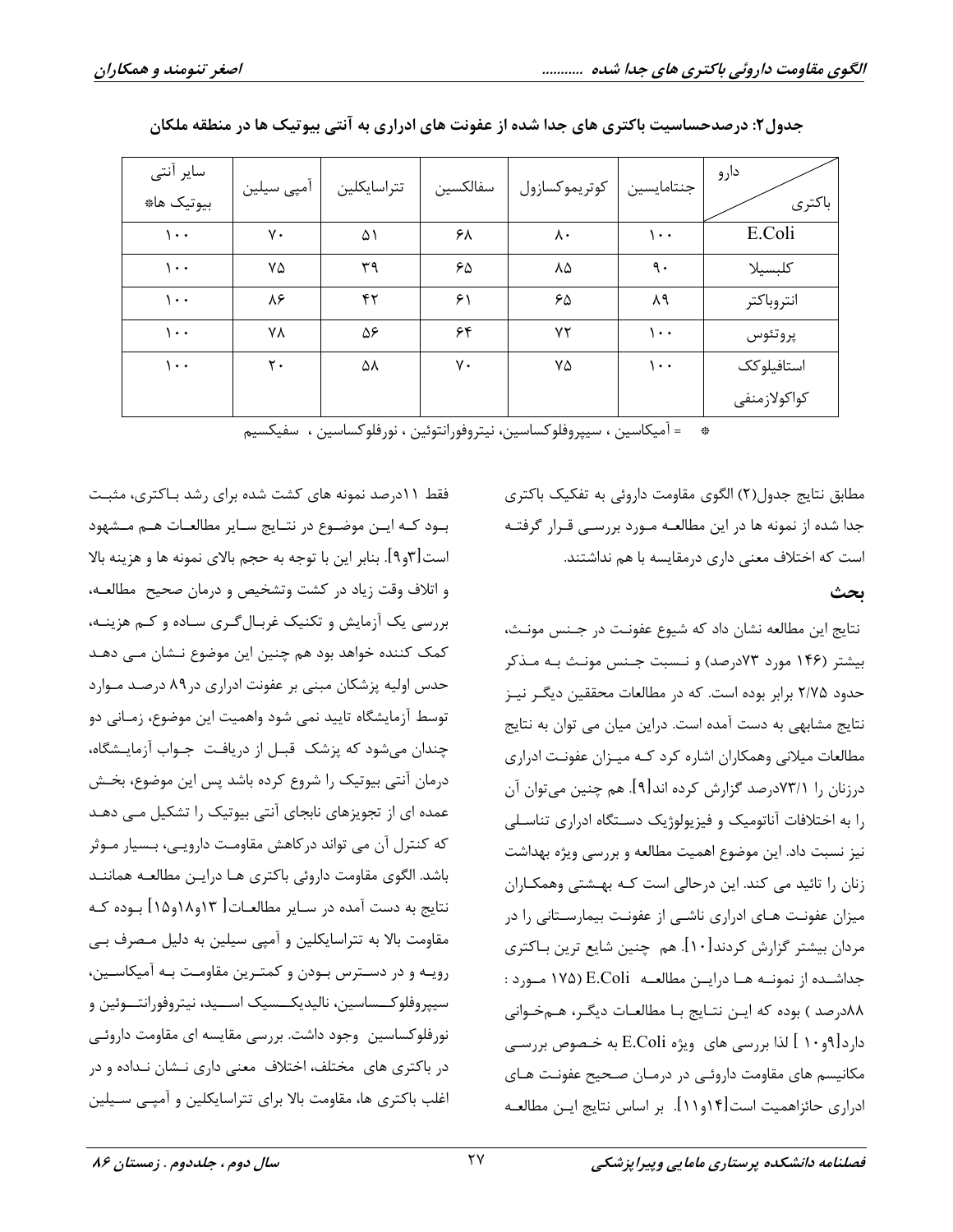**جدول۲: درصدحساسیت باکتری های جدا شده از عفونت های ادراری به آنتی بیوتیک ها در منطقه ملکان**

| دارو / باکتری | جنتامایسین | کوتریموکسازول | سفالکسین | تتراسایکلین | آمپی سیلین | سایر آنتی بیوتیک ها* |
|---|---|---|---|---|---|---|
| E.Coli | ۱۰۰ | ۸۰ | ۶۸ | ۵۱ | ۷۰ | ۱۰۰ |
| کلبسیلا | ۹۰ | ۸۵ | ۶۵ | ۳۹ | ۷۵ | ۱۰۰ |
| انتروباکتر | ۸۹ | ۶۵ | ۶۱ | ۴۲ | ۸۶ | ۱۰۰ |
| پروتئوس | ۱۰۰ | ۷۲ | ۶۴ | ۵۶ | ۷۸ | ۱۰۰ |
| استافیلوکک کواکولازمنفی | ۱۰۰ | ۷۵ | ۷۰ | ۵۸ | ۲۰ | ۱۰۰ |

* = آمیکاسین ، سیپروفلوکساسین، نیتروفورانتوئین ، نورفلوکساسین ، سفیکسیم

مطابق نتایج جدول(۲) الگوی مقاومت داروئی به تفکیک باکتری جدا شده از نمونه ها در این مطالعه مورد بررسی قرار گرفته است که اختلاف معنی داری درمقایسه با هم نداشتند.

## بحث

نتایج این مطالعه نشان داد که شیوع عفونت در جنس مونث، بیشتر (۱۴۶ مورد ۷۳درصد) و نسبت جنس مونث به مذکر حدود ۲/۷۵ برابر بوده است. که در مطالعات محققین دیگر نیز نتایج مشابهی به دست آمده است. دراین میان می توان به نتایج مطالعات میلانی وهمکاران اشاره کرد که میزان عفونت ادراری درزنان را ۷۳/۱درصد گزارش کرده اند[۹]. هم چنین می‌توان آن را به اختلافات آناتومیک و فیزیولوژیک دستگاه ادراری تناسلی نیز نسبت داد. این موضوع اهمیت مطالعه و بررسی ویژه بهداشت زنان را تائید می کند. این درحالی است که بهشتی وهمکاران میزان عفونت های ادراری ناشی از عفونت بیمارستانی را در مردان بیشتر گزارش کردند[۱۰]. هم چنین شایع ترین باکتری جداشده از نمونه ها دراین مطالعه E.Coli (۱۷۵ مورد : ۸۸درصد ) بوده که این نتایج با مطالعات دیگر، همخوانی دارد[۹و۱۰ ] لذا بررسی های ویژه E.Coli به خصوص بررسی مکانیسم های مقاومت داروئی در درمان صحیح عفونت های ادراری حائزاهمیت است[۱۴و۱۱]. بر اساس نتایج این مطالعه فقط ۱۱درصد نمونه های کشت شده برای رشد باکتری، مثبت بود که این موضوع در نتایج سایر مطالعات هم مشهود است[۳و۹]. بنابر این با توجه به حجم بالای نمونه ها و هزینه بالا و اتلاف وقت زیاد در کشت وتشخیص و درمان صحیح مطالعه، بررسی یک آزمایش و تکنیک غربال‌گری ساده و کم هزینه، کمک کننده خواهد بود هم چنین این موضوع نشان می دهد حدس اولیه پزشکان مبنی بر عفونت ادراری در۸۹ درصد موارد توسط آزمایشگاه تایید نمی شود واهمیت این موضوع، زمانی دو چندان می‌شود که پزشک قبل از دریافت جواب آزمایشگاه، درمان آنتی بیوتیک را شروع کرده باشد پس این موضوع، بخش عمده ای از تجویزهای نابجای آنتی بیوتیک را تشکیل می دهد که کنترل آن می تواند درکاهش مقاومت دارویی، بسیار موثر باشد. الگوی مقاومت داروئی باکتری ها دراین مطالعه همانند نتایج به دست آمده در سایر مطالعات[ ۱۳و۱۸و۱۵] بوده که مقاومت بالا به تتراسایکلین و آمپی سیلین به دلیل مصرف بی رویه و در دسترس بودن و کمترین مقاومت به آمیکاسین، سیپروفلوکساسین، نالیدیکسیک اسید، نیتروفورانتوئین و نورفلوکساسین وجود داشت. بررسی مقایسه ای مقاومت داروئی در باکتری های مختلف، اختلاف معنی داری نشان نداده و در اغلب باکتری ها، مقاومت بالا برای تتراسایکلین و آمپی سیلین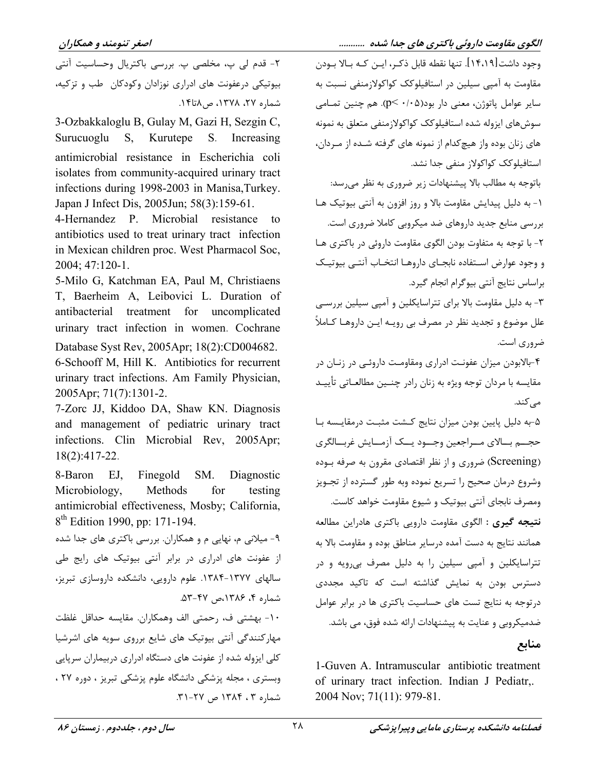وجود داشت[۱۴،۱۹]. تنها نقطه قابل ذکر، این که بالا بودن مقاومت به آمپی سیلین در استافیلوکک کواکولازمنفی نسبت به سایر عوامل پاتوژن، معنی دار بود($p< ۰/۰۵$). هم چنین تمامی سوش‌های ایزوله شده استافیلوکک کواکولازمنفی متعلق به نمونه های زنان بوده واز هیچ‌کدام از نمونه های گرفته شده از مردان، استافیلوکک کواکولاز منفی جدا نشد.

باتوجه به مطالب بالا پیشنهادات زیر ضروری به نظر می‌رسد:

۱- به دلیل پیدایش مقاومت بالا و روز افزون به آنتی بیوتیک ها بررسی منابع جدید داروهای ضد میکروبی کاملا ضروری است.

۲- با توجه به متفاوت بودن الگوی مقاومت داروئی در باکتری ها و وجود عوارض استفاده نابجای داروها انتخاب آنتی بیوتیک براساس نتایج آنتی بیوگرام انجام گیرد.

۳- به دلیل مقاومت بالا برای تتراسایکلین و آمپی سیلین بررسی علل موضوع و تجدید نظر در مصرف بی رویه این داروها کاملاً ضروری است.

۴-بالابودن میزان عفونت ادراری ومقاومت داروئی در زنان در مقایسه با مردان توجه ویژه به زنان رادر چنین مطالعاتی تأیید می‌کند.

۵-به دلیل پایین بودن میزان نتایج کشت مثبت درمقایسه با حجم بالای مراجعین وجود یک آزمایش غربالگری (Screening) ضروری و از نظر اقتصادی مقرون به صرفه بوده وشروع درمان صحیح را تسریع نموده وبه طور گسترده از تجویز ومصرف نابجای آنتی بیوتیک و شیوع مقاومت خواهد کاست.

**نتیجه گیری :** الگوی مقاومت دارویی باکتری هادراین مطالعه همانند نتایج به دست آمده درسایر مناطق بوده و مقاومت بالا به تتراسایکلین و آمپی سیلین را به دلیل مصرف بی‌رویه و در دسترس بودن به نمایش گذاشته است که تاکید مجددی درتوجه به نتایج تست های حساسیت باکتری ها در برابر عوامل ضدمیکروبی و عنایت به پیشنهادات ارائه شده فوق، می باشد.

## منابع

1-Guven A. Intramuscular antibiotic treatment of urinary tract infection. Indian J Pediatr,. 2004 Nov; 71(11): 979-81.

۲- قدم لی پ، مخلصی پ. بررسی باکتریال وحساسیت آنتی بیوتیکی درعفونت های ادراری نوزادان وکودکان طب و تزکیه، شماره ۲۷، ۱۳۷۸، ص۸تا۱۴.

3-Ozbakkaloglu B, Gulay M, Gazi H, Sezgin C, Surucuoglu S, Kurutepe S. Increasing antimicrobial resistance in Escherichia coli isolates from community-acquired urinary tract infections during 1998-2003 in Manisa,Turkey. Japan J Infect Dis, 2005Jun; 58(3):159-61.

4-Hernandez P. Microbial resistance to antibiotics used to treat urinary tract infection in Mexican children proc. West Pharmacol Soc, 2004; 47:120-1.

5-Milo G, Katchman EA, Paul M, Christiaens T, Baerheim A, Leibovici L. Duration of antibacterial treatment for uncomplicated urinary tract infection in women. Cochrane Database Syst Rev, 2005Apr; 18(2):CD004682.

6-Schooff M, Hill K. Antibiotics for recurrent urinary tract infections. Am Family Physician, 2005Apr; 71(7):1301-2.

7-Zorc JJ, Kiddoo DA, Shaw KN. Diagnosis and management of pediatric urinary tract infections. Clin Microbial Rev, 2005Apr; 18(2):417-22.

8-Baron EJ, Finegold SM. Diagnostic Microbiology, Methods for testing antimicrobial effectiveness, Mosby; California, 8th Edition 1990, pp: 171-194.

۹- میلانی م، نهایی م و همکاران. بررسی باکتری های جدا شده از عفونت های ادراری در برابر آنتی بیوتیک های رایج طی سالهای ۱۳۷۷-۱۳۸۴. علوم دارویی، دانشکده داروسازی تبریز، شماره ۴، ۱۳۸۶،ص ۴۷-۵۳.

۱۰- بهشتی ف، رحمتی الف وهمکاران. مقایسه حداقل غلظت مهارکنندگی آنتی بیوتیک های شایع برروی سویه های اشرشیا کلی ایزوله شده از عفونت های دستگاه ادراری دربیماران سرپایی وبستری ، مجله پزشکی دانشگاه علوم پزشکی تبریز ، دوره ۲۷ ، شماره ۳ ، ۱۳۸۴ ص ۲۷-۳۱.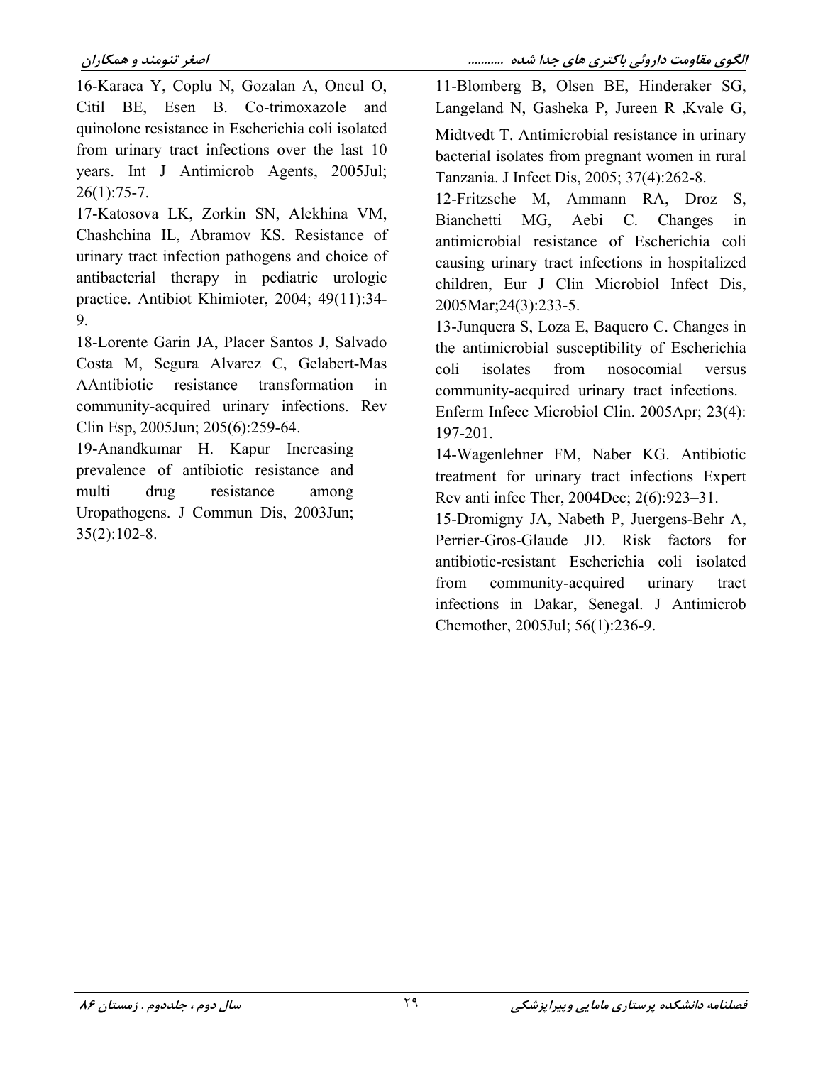11-Blomberg B, Olsen BE, Hinderaker SG, Langeland N, Gasheka P, Jureen R ,Kvale G, Midtvedt T. Antimicrobial resistance in urinary bacterial isolates from pregnant women in rural Tanzania. J Infect Dis, 2005; 37(4):262-8.

12-Fritzsche M, Ammann RA, Droz S, Bianchetti MG, Aebi C. Changes in antimicrobial resistance of Escherichia coli causing urinary tract infections in hospitalized children, Eur J Clin Microbiol Infect Dis, 2005Mar;24(3):233-5.

13-Junquera S, Loza E, Baquero C. Changes in the antimicrobial susceptibility of Escherichia coli isolates from nosocomial versus community-acquired urinary tract infections. Enferm Infecc Microbiol Clin. 2005Apr; 23(4): 197-201.

14-Wagenlehner FM, Naber KG. Antibiotic treatment for urinary tract infections Expert Rev anti infec Ther, 2004Dec; 2(6):923–31.

15-Dromigny JA, Nabeth P, Juergens-Behr A, Perrier-Gros-Glaude JD. Risk factors for antibiotic-resistant Escherichia coli isolated from community-acquired urinary tract infections in Dakar, Senegal. J Antimicrob Chemother, 2005Jul; 56(1):236-9.

16-Karaca Y, Coplu N, Gozalan A, Oncul O, Citil BE, Esen B. Co-trimoxazole and quinolone resistance in Escherichia coli isolated from urinary tract infections over the last 10 years. Int J Antimicrob Agents, 2005Jul; 26(1):75-7.

17-Katosova LK, Zorkin SN, Alekhina VM, Chashchina IL, Abramov KS. Resistance of urinary tract infection pathogens and choice of antibacterial therapy in pediatric urologic practice. Antibiot Khimioter, 2004; 49(11):34-9.

18-Lorente Garin JA, Placer Santos J, Salvado Costa M, Segura Alvarez C, Gelabert-Mas AAntibiotic resistance transformation in community-acquired urinary infections. Rev Clin Esp, 2005Jun; 205(6):259-64.

19-Anandkumar H. Kapur Increasing prevalence of antibiotic resistance and multi drug resistance among Uropathogens. J Commun Dis, 2003Jun; 35(2):102-8.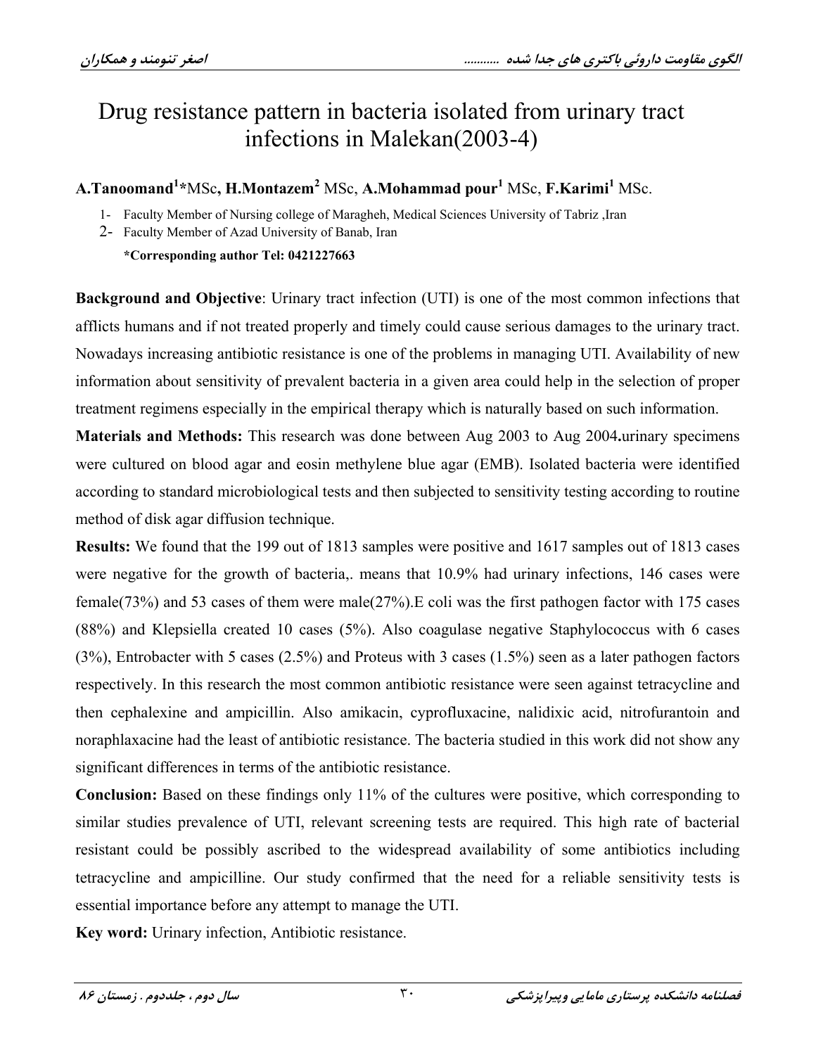# Drug resistance pattern in bacteria isolated from urinary tract infections in Malekan(2003-4)

**A.Tanoomand[1]*** MSc, **H.Montazem[2]** MSc, **A.Mohammad pour[1]** MSc, **F.Karimi[1]** MSc.

1- Faculty Member of Nursing college of Maragheh, Medical Sciences University of Tabriz ,Iran
2- Faculty Member of Azad University of Banab, Iran

**\*Corresponding author Tel: 0421227663**

**Background and Objective**: Urinary tract infection (UTI) is one of the most common infections that afflicts humans and if not treated properly and timely could cause serious damages to the urinary tract. Nowadays increasing antibiotic resistance is one of the problems in managing UTI. Availability of new information about sensitivity of prevalent bacteria in a given area could help in the selection of proper treatment regimens especially in the empirical therapy which is naturally based on such information.

**Materials and Methods:** This research was done between Aug 2003 to Aug 2004**.**urinary specimens were cultured on blood agar and eosin methylene blue agar (EMB). Isolated bacteria were identified according to standard microbiological tests and then subjected to sensitivity testing according to routine method of disk agar diffusion technique.

**Results:** We found that the 199 out of 1813 samples were positive and 1617 samples out of 1813 cases were negative for the growth of bacteria,. means that 10.9% had urinary infections, 146 cases were female(73%) and 53 cases of them were male(27%).E coli was the first pathogen factor with 175 cases (88%) and Klepsiella created 10 cases (5%). Also coagulase negative Staphylococcus with 6 cases (3%), Entrobacter with 5 cases (2.5%) and Proteus with 3 cases (1.5%) seen as a later pathogen factors respectively. In this research the most common antibiotic resistance were seen against tetracycline and then cephalexine and ampicillin. Also amikacin, cyprofluxacine, nalidixic acid, nitrofurantoin and noraphlaxacine had the least of antibiotic resistance. The bacteria studied in this work did not show any significant differences in terms of the antibiotic resistance.

**Conclusion:** Based on these findings only 11% of the cultures were positive, which corresponding to similar studies prevalence of UTI, relevant screening tests are required. This high rate of bacterial resistant could be possibly ascribed to the widespread availability of some antibiotics including tetracycline and ampicilline. Our study confirmed that the need for a reliable sensitivity tests is essential importance before any attempt to manage the UTI.

**Key word:** Urinary infection, Antibiotic resistance.